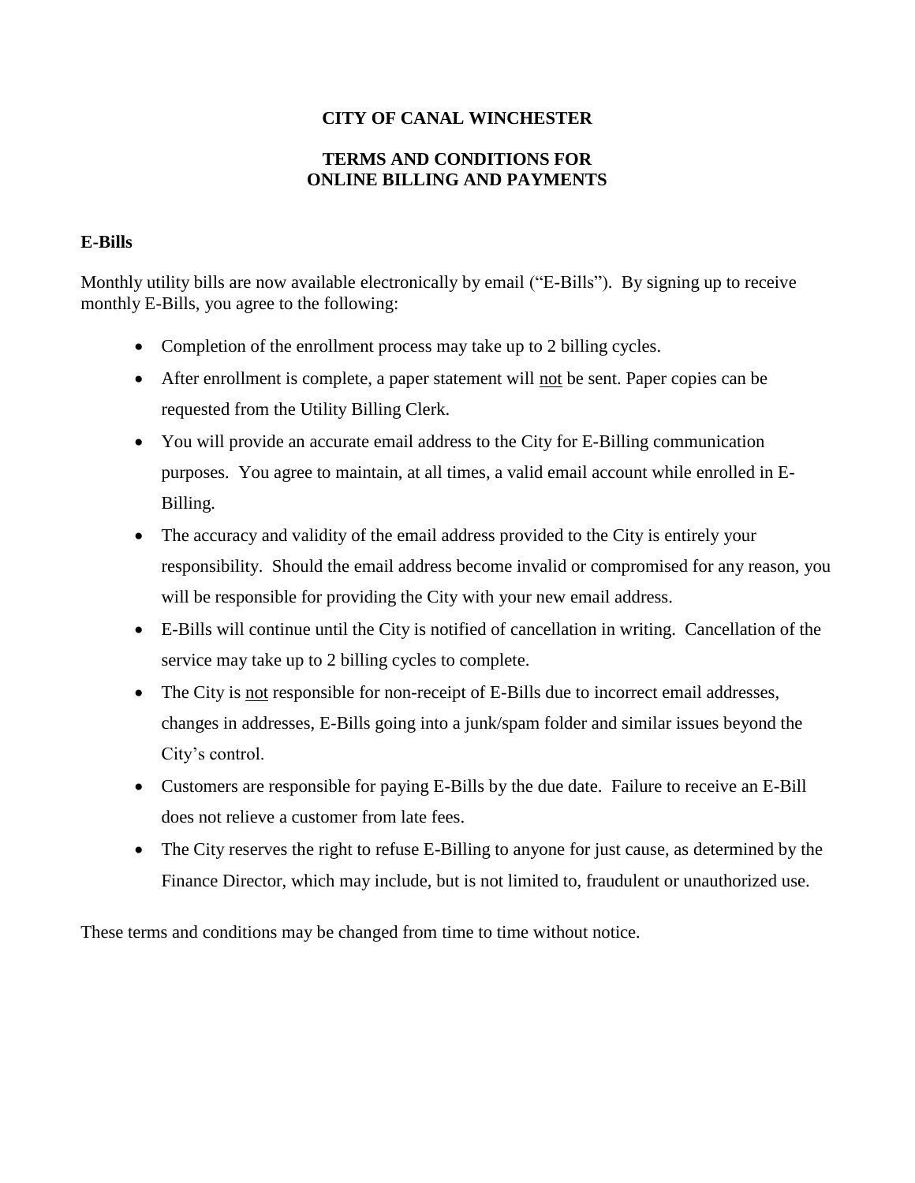# CITY OF CANAL WINCHESTER

## TERMS AND CONDITIONS FOR ONLINE BILLING AND PAYMENTS

### E-Bills

Monthly utility bills are now available electronically by email ("E-Bills"). By signing up to receive monthly E-Bills, you agree to the following:

- Completion of the enrollment process may take up to 2 billing cycles.
- After enrollment is complete, a paper statement will <u>not</u> be sent. Paper copies can be requested from the Utility Billing Clerk.
- You will provide an accurate email address to the City for E-Billing communication purposes. You agree to maintain, at all times, a valid email account while enrolled in E-Billing.
- The accuracy and validity of the email address provided to the City is entirely your responsibility. Should the email address become invalid or compromised for any reason, you will be responsible for providing the City with your new email address.
- E-Bills will continue until the City is notified of cancellation in writing. Cancellation of the service may take up to 2 billing cycles to complete.
- The City is <u>not</u> responsible for non-receipt of E-Bills due to incorrect email addresses, changes in addresses, E-Bills going into a junk/spam folder and similar issues beyond the City's control.
- Customers are responsible for paying E-Bills by the due date. Failure to receive an E-Bill does not relieve a customer from late fees.
- The City reserves the right to refuse E-Billing to anyone for just cause, as determined by the Finance Director, which may include, but is not limited to, fraudulent or unauthorized use.

These terms and conditions may be changed from time to time without notice.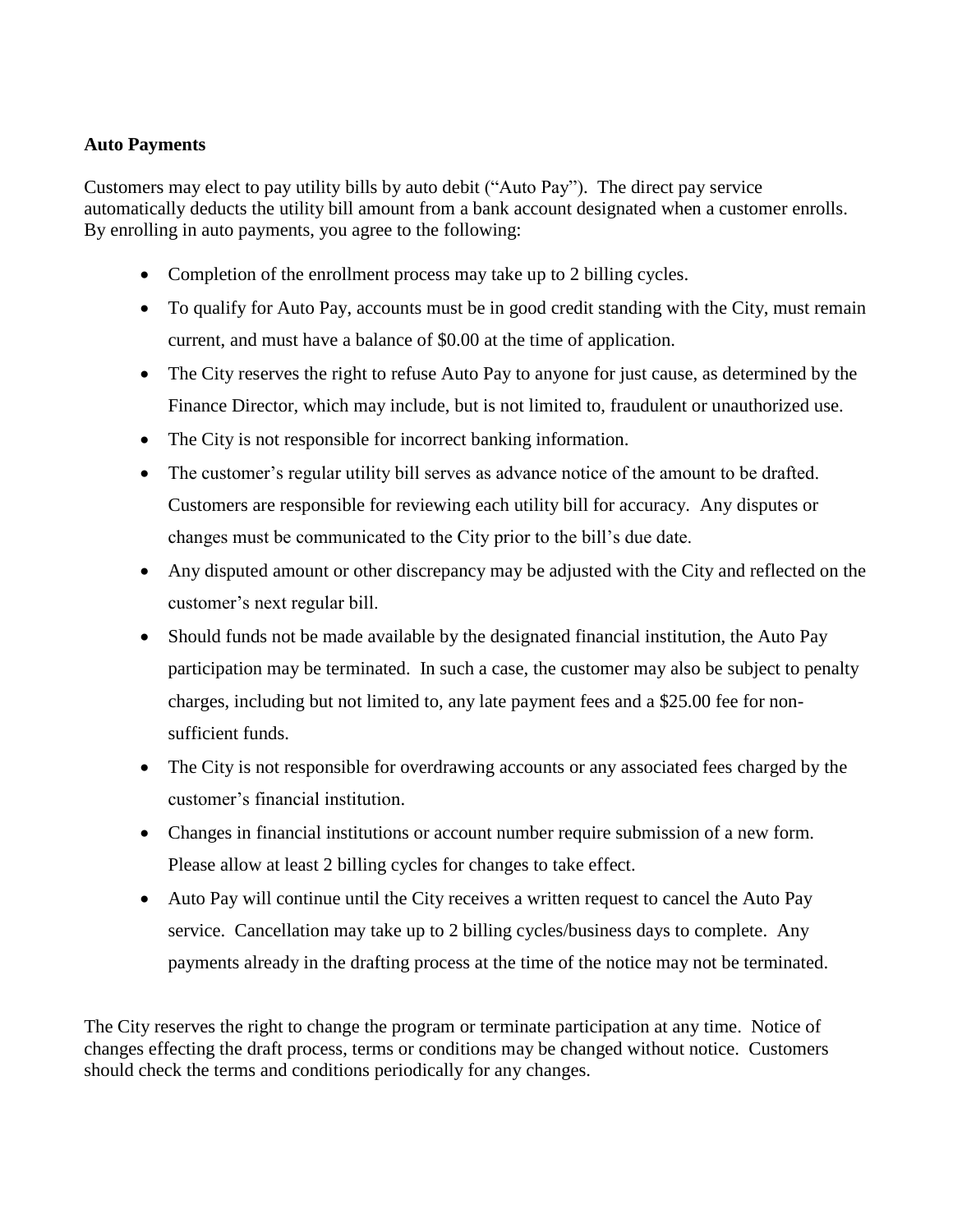**Auto Payments**

Customers may elect to pay utility bills by auto debit ("Auto Pay"). The direct pay service automatically deducts the utility bill amount from a bank account designated when a customer enrolls. By enrolling in auto payments, you agree to the following:

- Completion of the enrollment process may take up to 2 billing cycles.
- To qualify for Auto Pay, accounts must be in good credit standing with the City, must remain current, and must have a balance of $0.00 at the time of application.
- The City reserves the right to refuse Auto Pay to anyone for just cause, as determined by the Finance Director, which may include, but is not limited to, fraudulent or unauthorized use.
- The City is not responsible for incorrect banking information.
- The customer's regular utility bill serves as advance notice of the amount to be drafted. Customers are responsible for reviewing each utility bill for accuracy. Any disputes or changes must be communicated to the City prior to the bill's due date.
- Any disputed amount or other discrepancy may be adjusted with the City and reflected on the customer's next regular bill.
- Should funds not be made available by the designated financial institution, the Auto Pay participation may be terminated. In such a case, the customer may also be subject to penalty charges, including but not limited to, any late payment fees and a $25.00 fee for non-sufficient funds.
- The City is not responsible for overdrawing accounts or any associated fees charged by the customer's financial institution.
- Changes in financial institutions or account number require submission of a new form. Please allow at least 2 billing cycles for changes to take effect.
- Auto Pay will continue until the City receives a written request to cancel the Auto Pay service. Cancellation may take up to 2 billing cycles/business days to complete. Any payments already in the drafting process at the time of the notice may not be terminated.

The City reserves the right to change the program or terminate participation at any time. Notice of changes effecting the draft process, terms or conditions may be changed without notice. Customers should check the terms and conditions periodically for any changes.